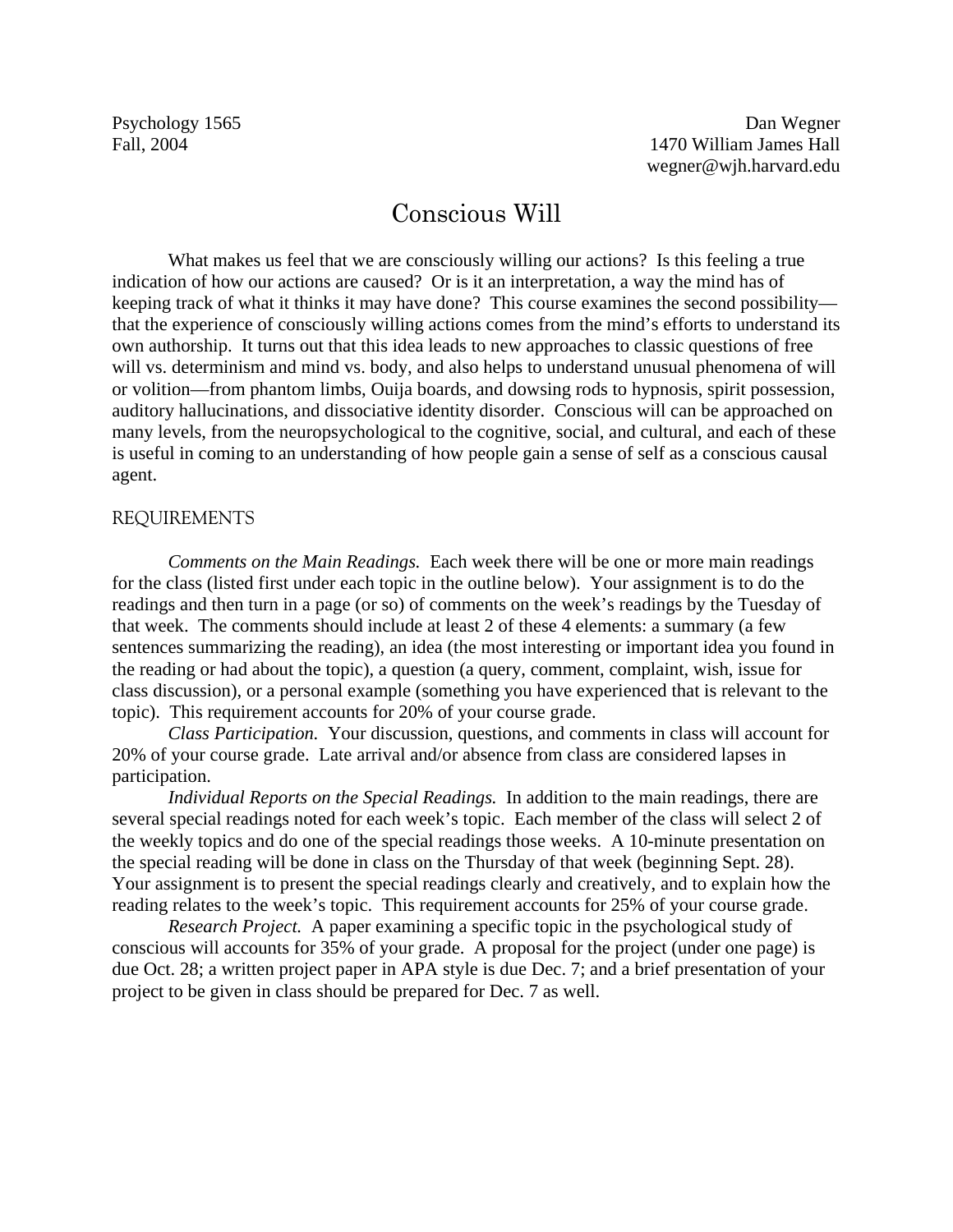Psychology 1565
Fall, 2004

Dan Wegner
1470 William James Hall
wegner@wjh.harvard.edu

# Conscious Will

What makes us feel that we are consciously willing our actions? Is this feeling a true indication of how our actions are caused? Or is it an interpretation, a way the mind has of keeping track of what it thinks it may have done? This course examines the second possibility—that the experience of consciously willing actions comes from the mind's efforts to understand its own authorship. It turns out that this idea leads to new approaches to classic questions of free will vs. determinism and mind vs. body, and also helps to understand unusual phenomena of will or volition—from phantom limbs, Ouija boards, and dowsing rods to hypnosis, spirit possession, auditory hallucinations, and dissociative identity disorder. Conscious will can be approached on many levels, from the neuropsychological to the cognitive, social, and cultural, and each of these is useful in coming to an understanding of how people gain a sense of self as a conscious causal agent.

## REQUIREMENTS

*Comments on the Main Readings.* Each week there will be one or more main readings for the class (listed first under each topic in the outline below). Your assignment is to do the readings and then turn in a page (or so) of comments on the week's readings by the Tuesday of that week. The comments should include at least 2 of these 4 elements: a summary (a few sentences summarizing the reading), an idea (the most interesting or important idea you found in the reading or had about the topic), a question (a query, comment, complaint, wish, issue for class discussion), or a personal example (something you have experienced that is relevant to the topic). This requirement accounts for 20% of your course grade.

*Class Participation.* Your discussion, questions, and comments in class will account for 20% of your course grade. Late arrival and/or absence from class are considered lapses in participation.

*Individual Reports on the Special Readings.* In addition to the main readings, there are several special readings noted for each week's topic. Each member of the class will select 2 of the weekly topics and do one of the special readings those weeks. A 10-minute presentation on the special reading will be done in class on the Thursday of that week (beginning Sept. 28). Your assignment is to present the special readings clearly and creatively, and to explain how the reading relates to the week's topic. This requirement accounts for 25% of your course grade.

*Research Project.* A paper examining a specific topic in the psychological study of conscious will accounts for 35% of your grade. A proposal for the project (under one page) is due Oct. 28; a written project paper in APA style is due Dec. 7; and a brief presentation of your project to be given in class should be prepared for Dec. 7 as well.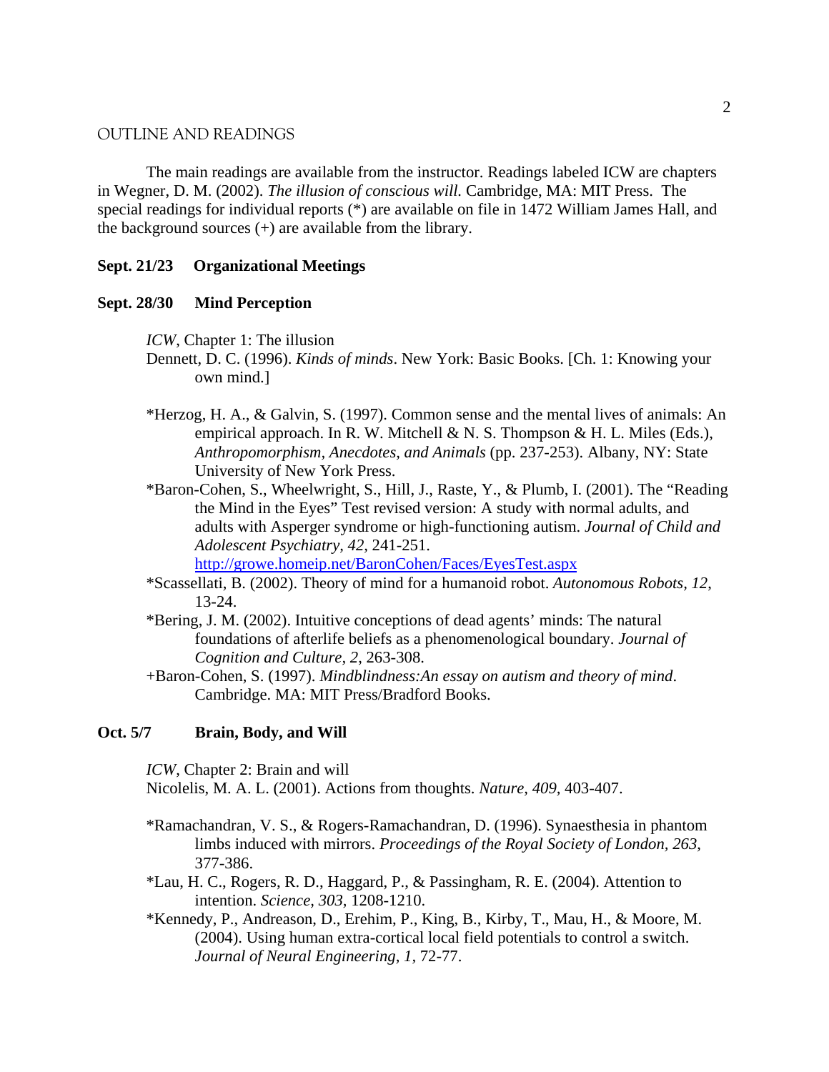## OUTLINE AND READINGS

The main readings are available from the instructor. Readings labeled ICW are chapters in Wegner, D. M. (2002). *The illusion of conscious will.* Cambridge, MA: MIT Press. The special readings for individual reports (*) are available on file in 1472 William James Hall, and the background sources (+) are available from the library.

### Sept. 21/23 Organizational Meetings

### Sept. 28/30 Mind Perception

*ICW*, Chapter 1: The illusion
Dennett, D. C. (1996). *Kinds of minds*. New York: Basic Books. [Ch. 1: Knowing your own mind.]

*Herzog, H. A., & Galvin, S. (1997). Common sense and the mental lives of animals: An empirical approach. In R. W. Mitchell & N. S. Thompson & H. L. Miles (Eds.), *Anthropomorphism, Anecdotes, and Animals* (pp. 237-253). Albany, NY: State University of New York Press.

*Baron-Cohen, S., Wheelwright, S., Hill, J., Raste, Y., & Plumb, I. (2001). The "Reading the Mind in the Eyes" Test revised version: A study with normal adults, and adults with Asperger syndrome or high-functioning autism. *Journal of Child and Adolescent Psychiatry, 42,* 241-251.
http://growe.homeip.net/BaronCohen/Faces/EyesTest.aspx

*Scassellati, B. (2002). Theory of mind for a humanoid robot. *Autonomous Robots, 12,* 13-24.

*Bering, J. M. (2002). Intuitive conceptions of dead agents' minds: The natural foundations of afterlife beliefs as a phenomenological boundary. *Journal of Cognition and Culture, 2,* 263-308.

+Baron-Cohen, S. (1997). *Mindblindness:An essay on autism and theory of mind*. Cambridge. MA: MIT Press/Bradford Books.

### Oct. 5/7 Brain, Body, and Will

*ICW*, Chapter 2: Brain and will
Nicolelis, M. A. L. (2001). Actions from thoughts. *Nature, 409,* 403-407.

*Ramachandran, V. S., & Rogers-Ramachandran, D. (1996). Synaesthesia in phantom limbs induced with mirrors. *Proceedings of the Royal Society of London, 263,* 377-386.

*Lau, H. C., Rogers, R. D., Haggard, P., & Passingham, R. E. (2004). Attention to intention. *Science, 303,* 1208-1210.

*Kennedy, P., Andreason, D., Erehim, P., King, B., Kirby, T., Mau, H., & Moore, M. (2004). Using human extra-cortical local field potentials to control a switch. *Journal of Neural Engineering, 1,* 72-77.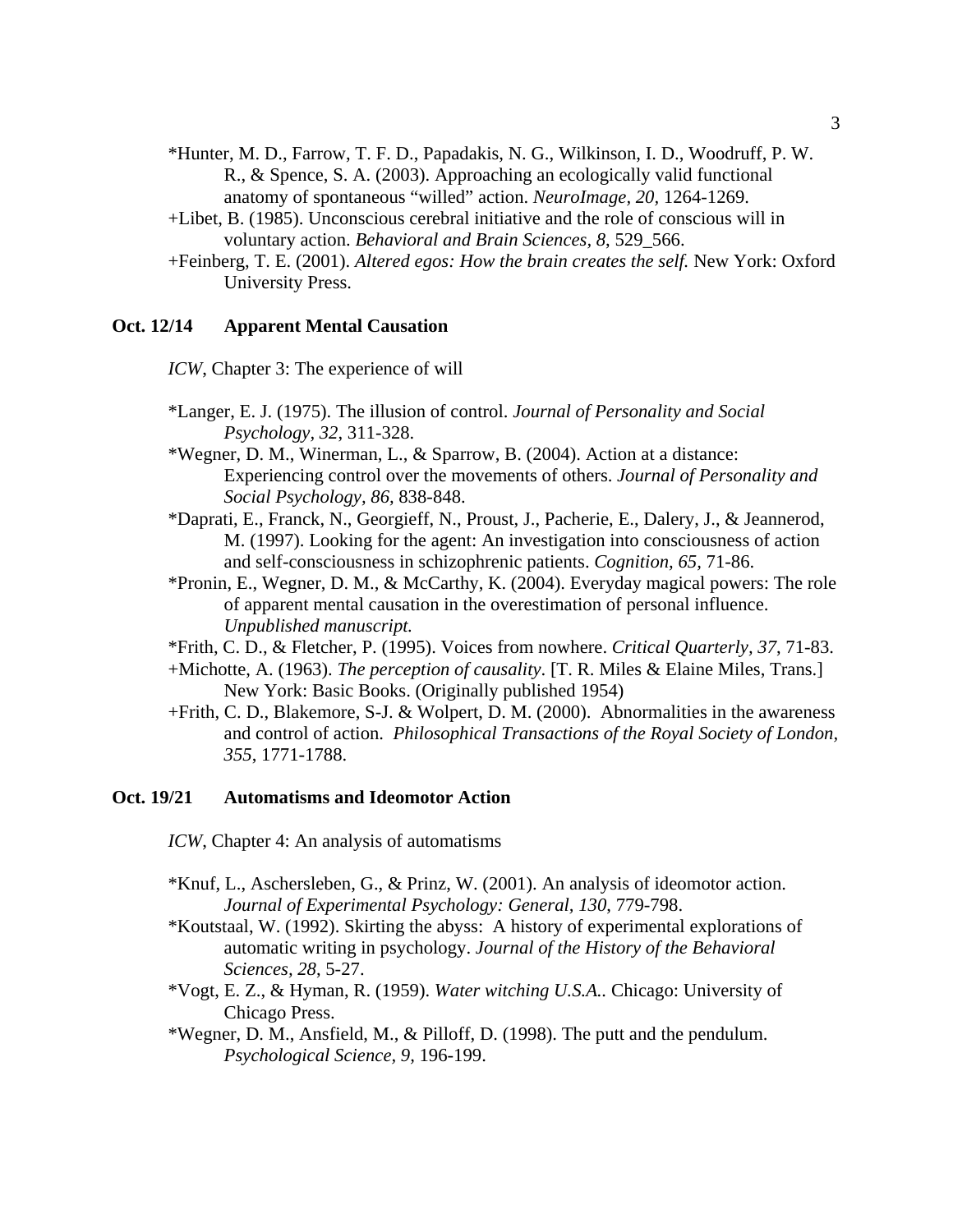*Hunter, M. D., Farrow, T. F. D., Papadakis, N. G., Wilkinson, I. D., Woodruff, P. W. R., & Spence, S. A. (2003). Approaching an ecologically valid functional anatomy of spontaneous "willed" action. *NeuroImage, 20*, 1264-1269.

+Libet, B. (1985). Unconscious cerebral initiative and the role of conscious will in voluntary action. *Behavioral and Brain Sciences, 8*, 529_566.

+Feinberg, T. E. (2001). *Altered egos: How the brain creates the self.* New York: Oxford University Press.

**Oct. 12/14 Apparent Mental Causation**

*ICW*, Chapter 3: The experience of will

*Langer, E. J. (1975). The illusion of control. *Journal of Personality and Social Psychology, 32*, 311-328.

*Wegner, D. M., Winerman, L., & Sparrow, B. (2004). Action at a distance: Experiencing control over the movements of others. *Journal of Personality and Social Psychology, 86,* 838-848.

*Daprati, E., Franck, N., Georgieff, N., Proust, J., Pacherie, E., Dalery, J., & Jeannerod, M. (1997). Looking for the agent: An investigation into consciousness of action and self-consciousness in schizophrenic patients. *Cognition, 65,* 71-86.

*Pronin, E., Wegner, D. M., & McCarthy, K. (2004). Everyday magical powers: The role of apparent mental causation in the overestimation of personal influence. *Unpublished manuscript.*

*Frith, C. D., & Fletcher, P. (1995). Voices from nowhere. *Critical Quarterly, 37*, 71-83.

+Michotte, A. (1963). *The perception of causality*. [T. R. Miles & Elaine Miles, Trans.] New York: Basic Books. (Originally published 1954)

+Frith, C. D., Blakemore, S-J. & Wolpert, D. M. (2000). Abnormalities in the awareness and control of action. *Philosophical Transactions of the Royal Society of London, 355*, 1771-1788.

**Oct. 19/21 Automatisms and Ideomotor Action**

*ICW*, Chapter 4: An analysis of automatisms

*Knuf, L., Aschersleben, G., & Prinz, W. (2001). An analysis of ideomotor action. *Journal of Experimental Psychology: General, 130*, 779-798.

*Koutstaal, W. (1992). Skirting the abyss: A history of experimental explorations of automatic writing in psychology. *Journal of the History of the Behavioral Sciences, 28*, 5-27.

*Vogt, E. Z., & Hyman, R. (1959). *Water witching U.S.A.*. Chicago: University of Chicago Press.

*Wegner, D. M., Ansfield, M., & Pilloff, D. (1998). The putt and the pendulum. *Psychological Science, 9,* 196-199.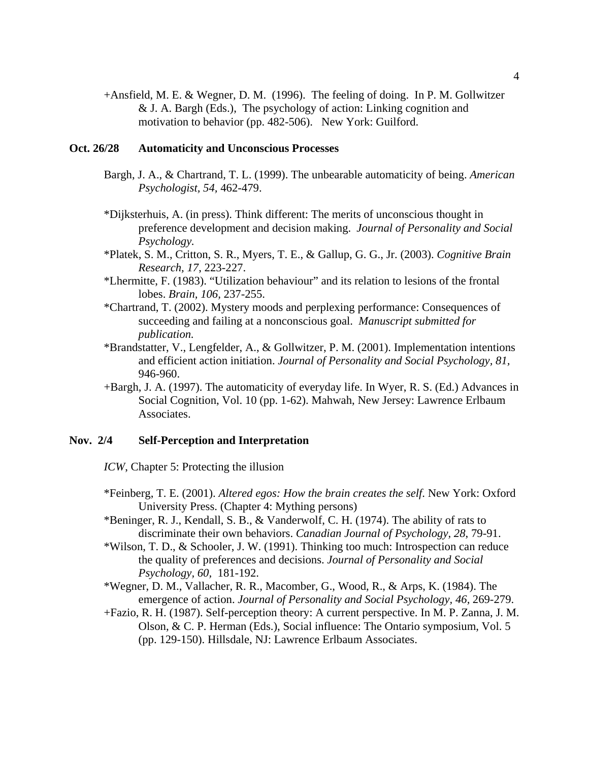+Ansfield, M. E. & Wegner, D. M. (1996). The feeling of doing. In P. M. Gollwitzer & J. A. Bargh (Eds.), The psychology of action: Linking cognition and motivation to behavior (pp. 482-506). New York: Guilford.

**Oct. 26/28 Automaticity and Unconscious Processes**

Bargh, J. A., & Chartrand, T. L. (1999). The unbearable automaticity of being. *American Psychologist, 54,* 462-479.

*Dijksterhuis, A. (in press). Think different: The merits of unconscious thought in preference development and decision making. *Journal of Personality and Social Psychology.*

*Platek, S. M., Critton, S. R., Myers, T. E., & Gallup, G. G., Jr. (2003). *Cognitive Brain Research, 17*, 223-227.

*Lhermitte, F. (1983). "Utilization behaviour" and its relation to lesions of the frontal lobes. *Brain, 106,* 237-255.

*Chartrand, T. (2002). Mystery moods and perplexing performance: Consequences of succeeding and failing at a nonconscious goal. *Manuscript submitted for publication.*

*Brandstatter, V., Lengfelder, A., & Gollwitzer, P. M. (2001). Implementation intentions and efficient action initiation. *Journal of Personality and Social Psychology, 81,* 946-960.

+Bargh, J. A. (1997). The automaticity of everyday life. In Wyer, R. S. (Ed.) Advances in Social Cognition, Vol. 10 (pp. 1-62). Mahwah, New Jersey: Lawrence Erlbaum Associates.

**Nov. 2/4 Self-Perception and Interpretation**

*ICW*, Chapter 5: Protecting the illusion

*Feinberg, T. E. (2001). *Altered egos: How the brain creates the self*. New York: Oxford University Press. (Chapter 4: Mything persons)

*Beninger, R. J., Kendall, S. B., & Vanderwolf, C. H. (1974). The ability of rats to discriminate their own behaviors. *Canadian Journal of Psychology, 28*, 79-91.

*Wilson, T. D., & Schooler, J. W. (1991). Thinking too much: Introspection can reduce the quality of preferences and decisions. *Journal of Personality and Social Psychology, 60,* 181-192.

*Wegner, D. M., Vallacher, R. R., Macomber, G., Wood, R., & Arps, K. (1984). The emergence of action. *Journal of Personality and Social Psychology, 46*, 269-279.

+Fazio, R. H. (1987). Self-perception theory: A current perspective. In M. P. Zanna, J. M. Olson, & C. P. Herman (Eds.), Social influence: The Ontario symposium, Vol. 5 (pp. 129-150). Hillsdale, NJ: Lawrence Erlbaum Associates.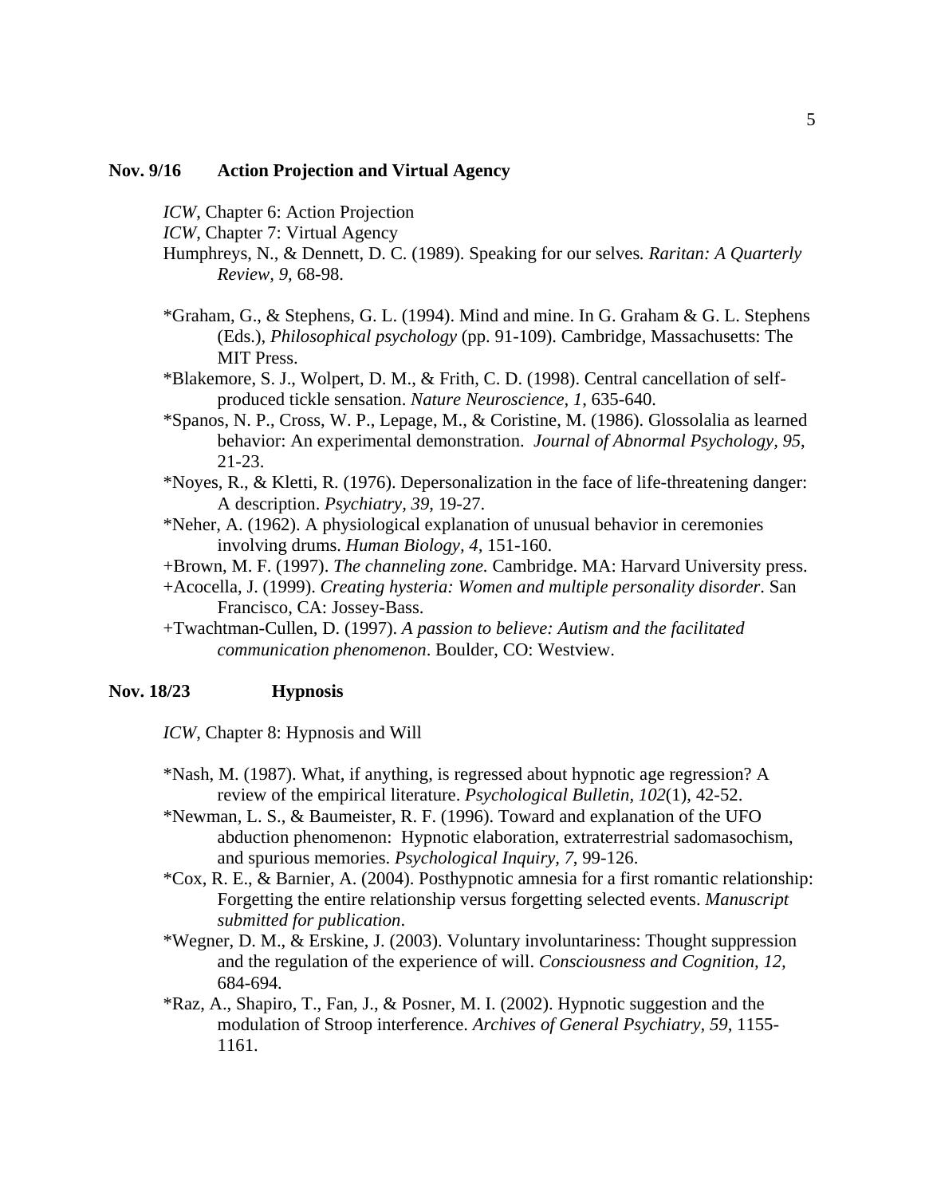**Nov. 9/16 Action Projection and Virtual Agency**

*ICW*, Chapter 6: Action Projection
*ICW*, Chapter 7: Virtual Agency
Humphreys, N., & Dennett, D. C. (1989). Speaking for our selves*. Raritan: A Quarterly Review, 9,* 68-98.

*Graham, G., & Stephens, G. L. (1994). Mind and mine. In G. Graham & G. L. Stephens (Eds.), *Philosophical psychology* (pp. 91-109). Cambridge, Massachusetts: The MIT Press.
*Blakemore, S. J., Wolpert, D. M., & Frith, C. D. (1998). Central cancellation of self-produced tickle sensation. *Nature Neuroscience, 1*, 635-640.
*Spanos, N. P., Cross, W. P., Lepage, M., & Coristine, M. (1986). Glossolalia as learned behavior: An experimental demonstration. *Journal of Abnormal Psychology, 95*, 21-23.
*Noyes, R., & Kletti, R. (1976). Depersonalization in the face of life-threatening danger: A description. *Psychiatry, 39*, 19-27.
*Neher, A. (1962). A physiological explanation of unusual behavior in ceremonies involving drums. *Human Biology, 4,* 151-160.
+Brown, M. F. (1997). *The channeling zone.* Cambridge. MA: Harvard University press.
+Acocella, J. (1999). *Creating hysteria: Women and multiple personality disorder*. San Francisco, CA: Jossey-Bass.
+Twachtman-Cullen, D. (1997). *A passion to believe: Autism and the facilitated communication phenomenon*. Boulder, CO: Westview.

**Nov. 18/23 Hypnosis**

*ICW*, Chapter 8: Hypnosis and Will

*Nash, M. (1987). What, if anything, is regressed about hypnotic age regression? A review of the empirical literature. *Psychological Bulletin, 102*(1), 42-52.
*Newman, L. S., & Baumeister, R. F. (1996). Toward and explanation of the UFO abduction phenomenon: Hypnotic elaboration, extraterrestrial sadomasochism, and spurious memories. *Psychological Inquiry, 7*, 99-126.
*Cox, R. E., & Barnier, A. (2004). Posthypnotic amnesia for a first romantic relationship: Forgetting the entire relationship versus forgetting selected events. *Manuscript submitted for publication*.
*Wegner, D. M., & Erskine, J. (2003). Voluntary involuntariness: Thought suppression and the regulation of the experience of will. *Consciousness and Cognition, 12,* 684-694.
*Raz, A., Shapiro, T., Fan, J., & Posner, M. I. (2002). Hypnotic suggestion and the modulation of Stroop interference. *Archives of General Psychiatry, 59*, 1155-1161.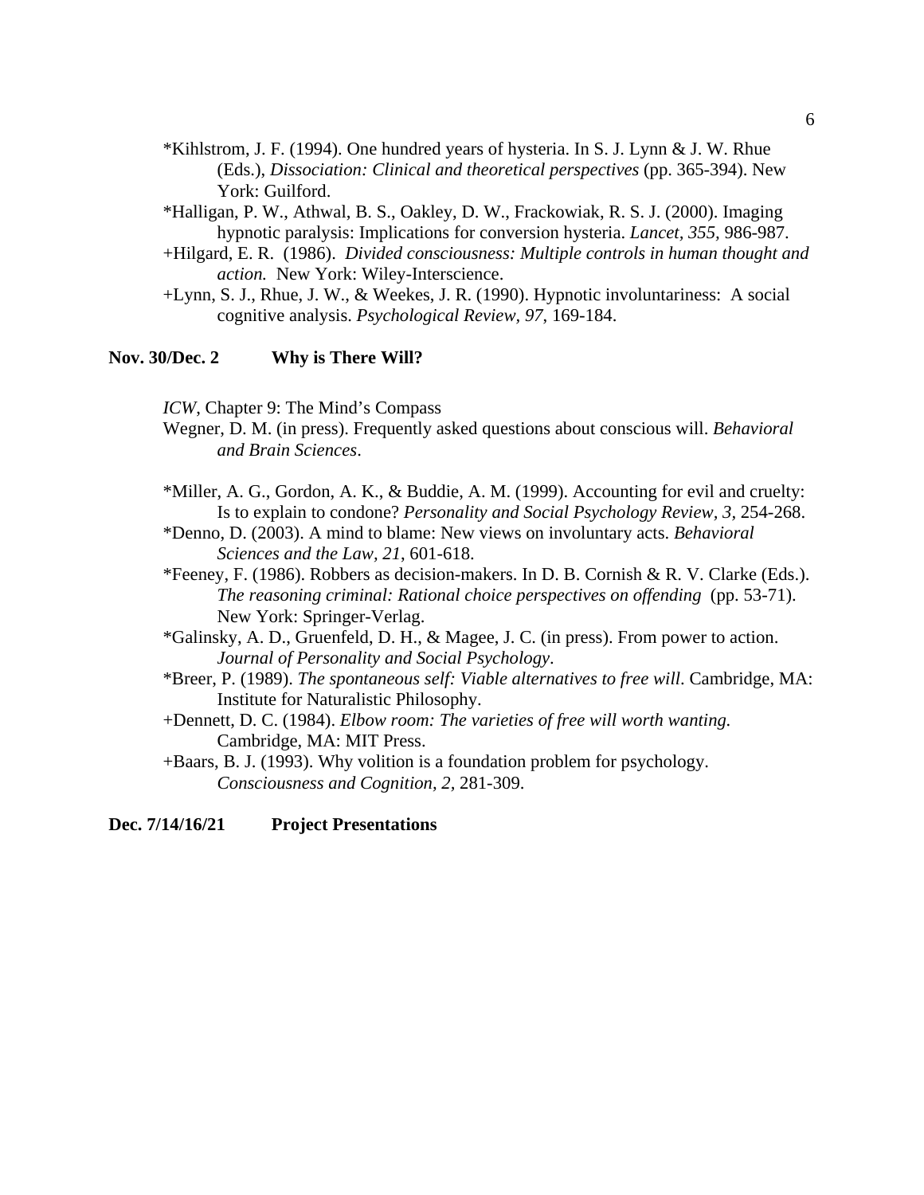*Kihlstrom, J. F. (1994). One hundred years of hysteria. In S. J. Lynn & J. W. Rhue (Eds.), *Dissociation: Clinical and theoretical perspectives* (pp. 365-394). New York: Guilford.

*Halligan, P. W., Athwal, B. S., Oakley, D. W., Frackowiak, R. S. J. (2000). Imaging hypnotic paralysis: Implications for conversion hysteria. *Lancet, 355*, 986-987.

+Hilgard, E. R. (1986). *Divided consciousness: Multiple controls in human thought and action.* New York: Wiley-Interscience.

+Lynn, S. J., Rhue, J. W., & Weekes, J. R. (1990). Hypnotic involuntariness: A social cognitive analysis. *Psychological Review, 97*, 169-184.

**Nov. 30/Dec. 2 Why is There Will?**

*ICW*, Chapter 9: The Mind's Compass

Wegner, D. M. (in press). Frequently asked questions about conscious will. *Behavioral and Brain Sciences*.

*Miller, A. G., Gordon, A. K., & Buddie, A. M. (1999). Accounting for evil and cruelty: Is to explain to condone? *Personality and Social Psychology Review, 3*, 254-268.

*Denno, D. (2003). A mind to blame: New views on involuntary acts. *Behavioral Sciences and the Law, 21*, 601-618.

*Feeney, F. (1986). Robbers as decision-makers. In D. B. Cornish & R. V. Clarke (Eds.). *The reasoning criminal: Rational choice perspectives on offending* (pp. 53-71). New York: Springer-Verlag.

*Galinsky, A. D., Gruenfeld, D. H., & Magee, J. C. (in press). From power to action. *Journal of Personality and Social Psychology*.

*Breer, P. (1989). *The spontaneous self: Viable alternatives to free will*. Cambridge, MA: Institute for Naturalistic Philosophy.

+Dennett, D. C. (1984). *Elbow room: The varieties of free will worth wanting.* Cambridge, MA: MIT Press.

+Baars, B. J. (1993). Why volition is a foundation problem for psychology. *Consciousness and Cognition, 2*, 281-309.

**Dec. 7/14/16/21 Project Presentations**